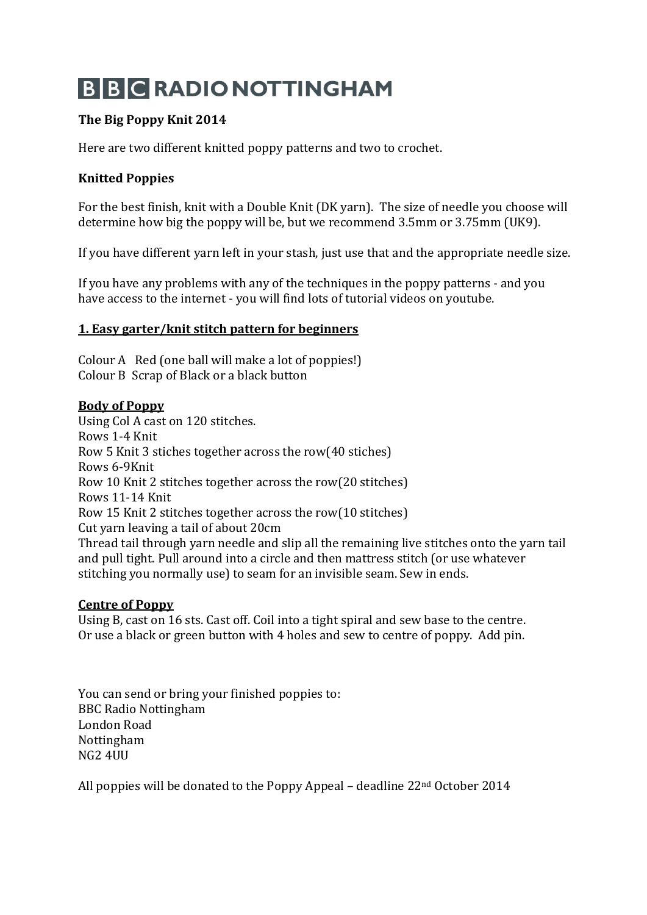# BBC RADIO NOTTINGHAM

**The Big Poppy Knit 2014**

Here are two different knitted poppy patterns and two to crochet.

**Knitted Poppies**

For the best finish, knit with a Double Knit (DK yarn). The size of needle you choose will determine how big the poppy will be, but we recommend 3.5mm or 3.75mm (UK9).

If you have different yarn left in your stash, just use that and the appropriate needle size.

If you have any problems with any of the techniques in the poppy patterns - and you have access to the internet - you will find lots of tutorial videos on youtube.

**<u>1. Easy garter/knit stitch pattern for beginners</u>**

Colour A Red (one ball will make a lot of poppies!)
Colour B Scrap of Black or a black button

**<u>Body of Poppy</u>**

Using Col A cast on 120 stitches.
Rows 1-4 Knit
Row 5 Knit 3 stiches together across the row(40 stiches)
Rows 6-9Knit
Row 10 Knit 2 stitches together across the row(20 stitches)
Rows 11-14 Knit
Row 15 Knit 2 stitches together across the row(10 stitches)
Cut yarn leaving a tail of about 20cm
Thread tail through yarn needle and slip all the remaining live stitches onto the yarn tail and pull tight. Pull around into a circle and then mattress stitch (or use whatever stitching you normally use) to seam for an invisible seam. Sew in ends.

**<u>Centre of Poppy</u>**

Using B, cast on 16 sts. Cast off. Coil into a tight spiral and sew base to the centre.
Or use a black or green button with 4 holes and sew to centre of poppy. Add pin.

You can send or bring your finished poppies to:
BBC Radio Nottingham
London Road
Nottingham
NG2 4UU

All poppies will be donated to the Poppy Appeal – deadline 22nd October 2014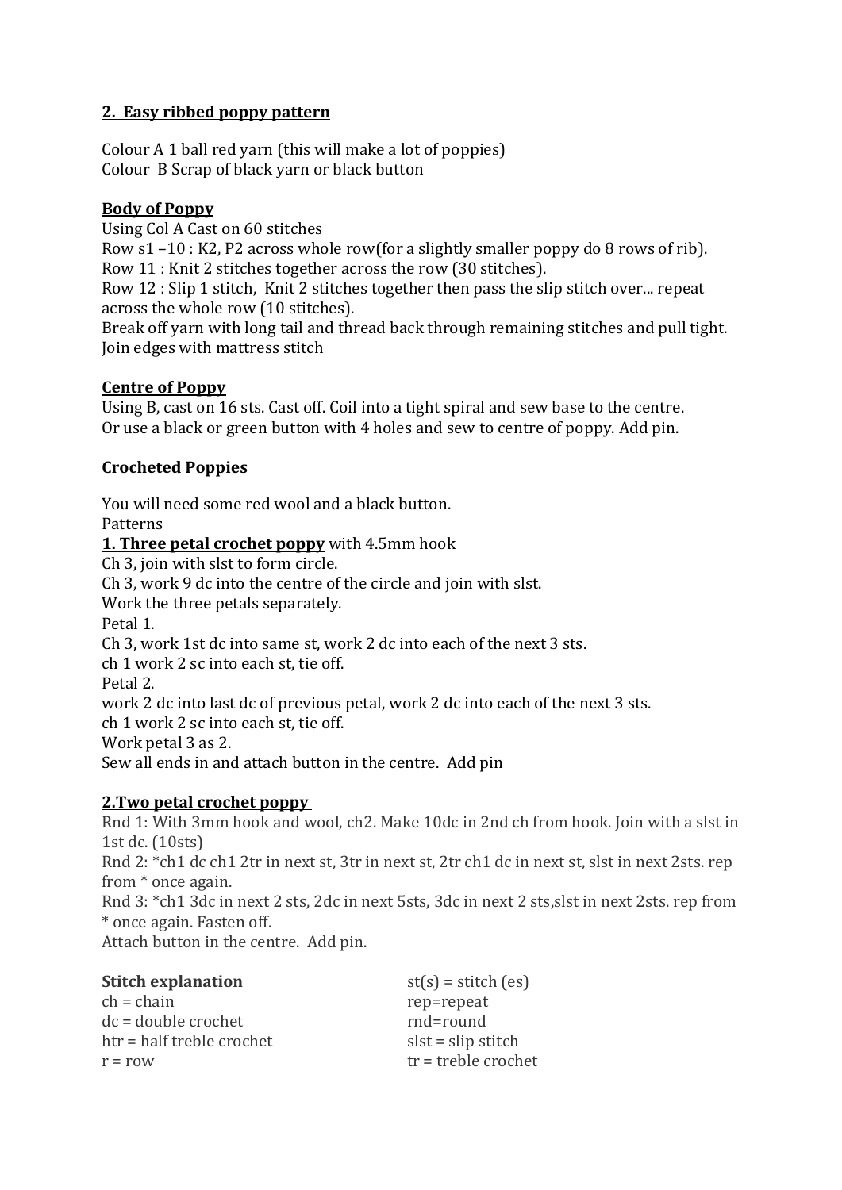## 2. Easy ribbed poppy pattern

Colour A 1 ball red yarn (this will make a lot of poppies)
Colour B Scrap of black yarn or black button

### Body of Poppy

Using Col A Cast on 60 stitches
Row s1 –10 : K2, P2 across whole row(for a slightly smaller poppy do 8 rows of rib).
Row 11 : Knit 2 stitches together across the row (30 stitches).
Row 12 : Slip 1 stitch, Knit 2 stitches together then pass the slip stitch over... repeat across the whole row (10 stitches).
Break off yarn with long tail and thread back through remaining stitches and pull tight.
Join edges with mattress stitch

### Centre of Poppy

Using B, cast on 16 sts. Cast off. Coil into a tight spiral and sew base to the centre.
Or use a black or green button with 4 holes and sew to centre of poppy. Add pin.

## Crocheted Poppies

You will need some red wool and a black button.
Patterns

**1. Three petal crochet poppy** with 4.5mm hook
Ch 3, join with slst to form circle.
Ch 3, work 9 dc into the centre of the circle and join with slst.
Work the three petals separately.
Petal 1.
Ch 3, work 1st dc into same st, work 2 dc into each of the next 3 sts.
ch 1 work 2 sc into each st, tie off.
Petal 2.
work 2 dc into last dc of previous petal, work 2 dc into each of the next 3 sts.
ch 1 work 2 sc into each st, tie off.
Work petal 3 as 2.
Sew all ends in and attach button in the centre. Add pin

**2.Two petal crochet poppy**
Rnd 1: With 3mm hook and wool, ch2. Make 10dc in 2nd ch from hook. Join with a slst in 1st dc. (10sts)
Rnd 2: *ch1 dc ch1 2tr in next st, 3tr in next st, 2tr ch1 dc in next st, slst in next 2sts. rep from * once again.
Rnd 3: *ch1 3dc in next 2 sts, 2dc in next 5sts, 3dc in next 2 sts,slst in next 2sts. rep from * once again. Fasten off.
Attach button in the centre. Add pin.

**Stitch explanation**
ch = chain
dc = double crochet
htr = half treble crochet
r = row
st(s) = stitch (es)
rep=repeat
rnd=round
slst = slip stitch
tr = treble crochet